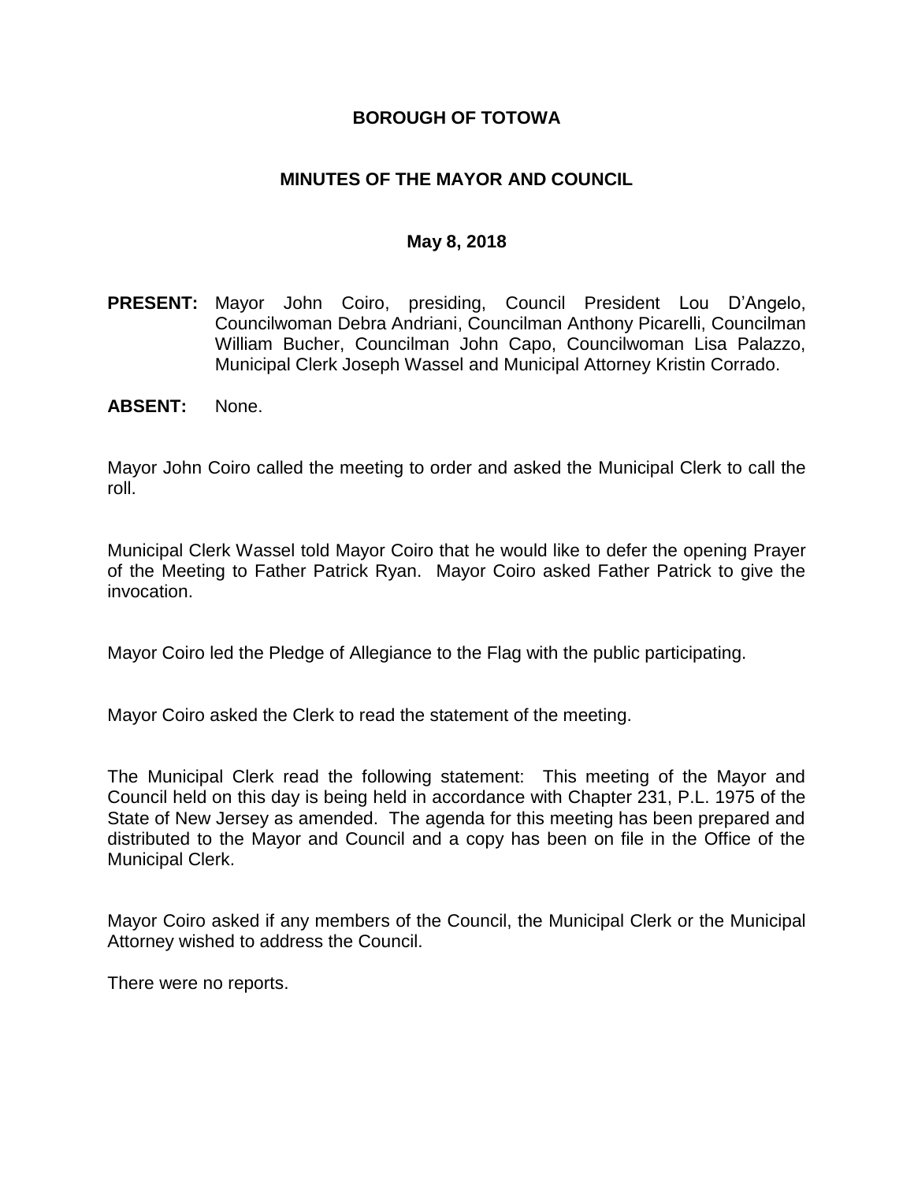# BOROUGH OF TOTOWA

## MINUTES OF THE MAYOR AND COUNCIL

### May 8, 2018

**PRESENT:** Mayor John Coiro, presiding, Council President Lou D'Angelo, Councilwoman Debra Andriani, Councilman Anthony Picarelli, Councilman William Bucher, Councilman John Capo, Councilwoman Lisa Palazzo, Municipal Clerk Joseph Wassel and Municipal Attorney Kristin Corrado.

**ABSENT:** None.

Mayor John Coiro called the meeting to order and asked the Municipal Clerk to call the roll.

Municipal Clerk Wassel told Mayor Coiro that he would like to defer the opening Prayer of the Meeting to Father Patrick Ryan. Mayor Coiro asked Father Patrick to give the invocation.

Mayor Coiro led the Pledge of Allegiance to the Flag with the public participating.

Mayor Coiro asked the Clerk to read the statement of the meeting.

The Municipal Clerk read the following statement: This meeting of the Mayor and Council held on this day is being held in accordance with Chapter 231, P.L. 1975 of the State of New Jersey as amended. The agenda for this meeting has been prepared and distributed to the Mayor and Council and a copy has been on file in the Office of the Municipal Clerk.

Mayor Coiro asked if any members of the Council, the Municipal Clerk or the Municipal Attorney wished to address the Council.

There were no reports.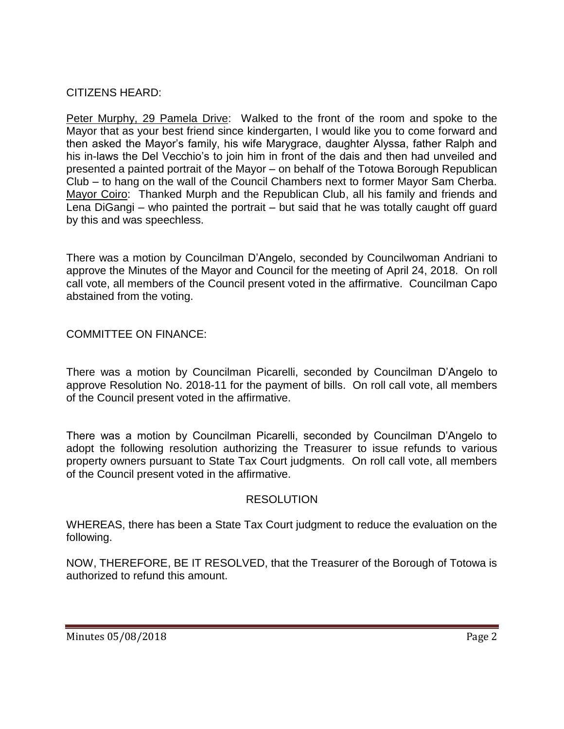CITIZENS HEARD:

Peter Murphy, 29 Pamela Drive: Walked to the front of the room and spoke to the Mayor that as your best friend since kindergarten, I would like you to come forward and then asked the Mayor's family, his wife Marygrace, daughter Alyssa, father Ralph and his in-laws the Del Vecchio's to join him in front of the dais and then had unveiled and presented a painted portrait of the Mayor – on behalf of the Totowa Borough Republican Club – to hang on the wall of the Council Chambers next to former Mayor Sam Cherba.
Mayor Coiro: Thanked Murph and the Republican Club, all his family and friends and Lena DiGangi – who painted the portrait – but said that he was totally caught off guard by this and was speechless.

There was a motion by Councilman D'Angelo, seconded by Councilwoman Andriani to approve the Minutes of the Mayor and Council for the meeting of April 24, 2018. On roll call vote, all members of the Council present voted in the affirmative. Councilman Capo abstained from the voting.

COMMITTEE ON FINANCE:

There was a motion by Councilman Picarelli, seconded by Councilman D'Angelo to approve Resolution No. 2018-11 for the payment of bills. On roll call vote, all members of the Council present voted in the affirmative.

There was a motion by Councilman Picarelli, seconded by Councilman D'Angelo to adopt the following resolution authorizing the Treasurer to issue refunds to various property owners pursuant to State Tax Court judgments. On roll call vote, all members of the Council present voted in the affirmative.

RESOLUTION

WHEREAS, there has been a State Tax Court judgment to reduce the evaluation on the following.

NOW, THEREFORE, BE IT RESOLVED, that the Treasurer of the Borough of Totowa is authorized to refund this amount.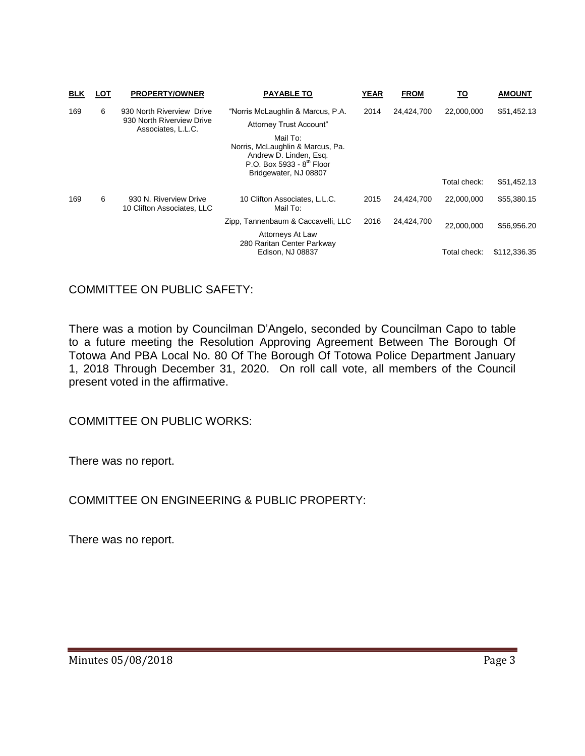| BLK | LOT | PROPERTY/OWNER | PAYABLE TO | YEAR | FROM | TO | AMOUNT |
|---|---|---|---|---|---|---|---|
| 169 | 6 | 930 North Riverview Drive 930 North Riverview Drive Associates, L.L.C. | "Norris McLaughlin & Marcus, P.A. Attorney Trust Account" Mail To: Norris, McLaughlin & Marcus, Pa. Andrew D. Linden, Esq. P.O. Box 5933 - 8th Floor Bridgewater, NJ 08807 | 2014 | 24,424,700 | 22,000,000 | $51,452.13 |
| | | | | | | Total check: | $51,452.13 |
| 169 | 6 | 930 N. Riverview Drive 10 Clifton Associates, LLC | 10 Clifton Associates, L.L.C. Mail To: | 2015 | 24,424,700 | 22,000,000 | $55,380.15 |
| | | | Zipp, Tannenbaum & Caccavelli, LLC Attorneys At Law 280 Raritan Center Parkway Edison, NJ 08837 | 2016 | 24,424,700 | 22,000,000 | $56,956.20 |
| | | | | | | Total check: | $112,336.35 |

COMMITTEE ON PUBLIC SAFETY:

There was a motion by Councilman D'Angelo, seconded by Councilman Capo to table to a future meeting the Resolution Approving Agreement Between The Borough Of Totowa And PBA Local No. 80 Of The Borough Of Totowa Police Department January 1, 2018 Through December 31, 2020. On roll call vote, all members of the Council present voted in the affirmative.

COMMITTEE ON PUBLIC WORKS:

There was no report.

COMMITTEE ON ENGINEERING & PUBLIC PROPERTY:

There was no report.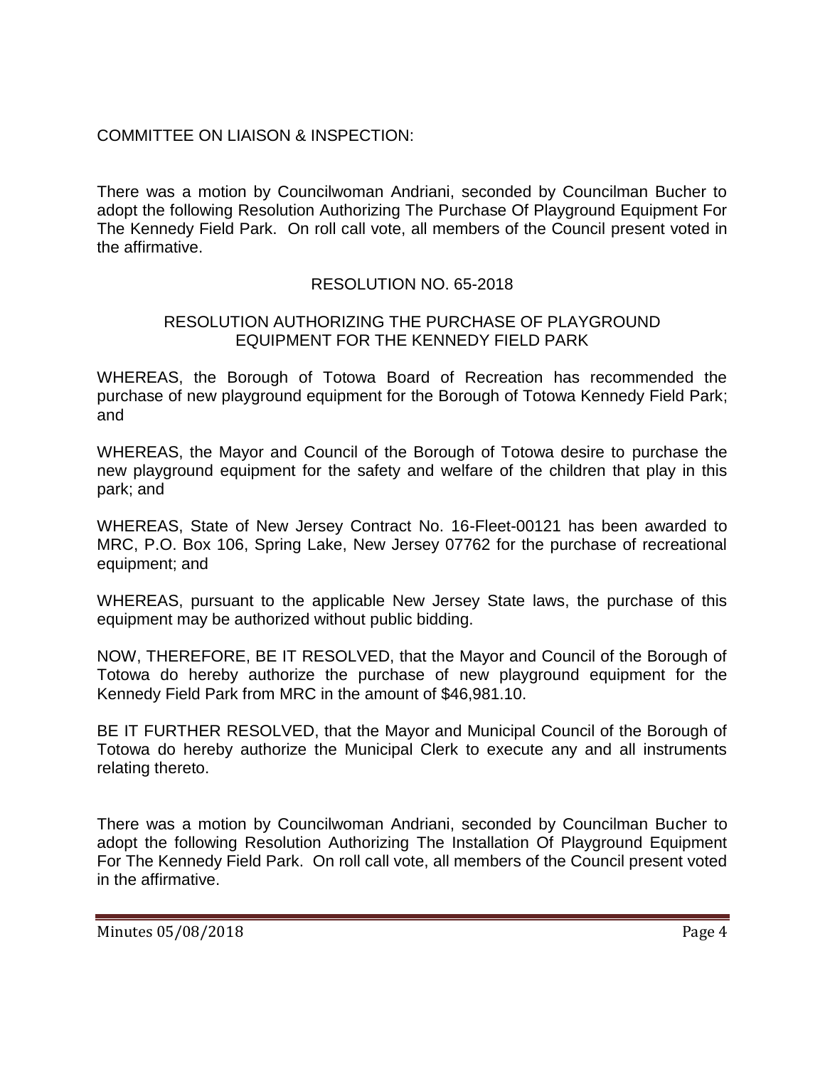COMMITTEE ON LIAISON & INSPECTION:

There was a motion by Councilwoman Andriani, seconded by Councilman Bucher to adopt the following Resolution Authorizing The Purchase Of Playground Equipment For The Kennedy Field Park. On roll call vote, all members of the Council present voted in the affirmative.

RESOLUTION NO. 65-2018

RESOLUTION AUTHORIZING THE PURCHASE OF PLAYGROUND EQUIPMENT FOR THE KENNEDY FIELD PARK

WHEREAS, the Borough of Totowa Board of Recreation has recommended the purchase of new playground equipment for the Borough of Totowa Kennedy Field Park; and

WHEREAS, the Mayor and Council of the Borough of Totowa desire to purchase the new playground equipment for the safety and welfare of the children that play in this park; and

WHEREAS, State of New Jersey Contract No. 16-Fleet-00121 has been awarded to MRC, P.O. Box 106, Spring Lake, New Jersey 07762 for the purchase of recreational equipment; and

WHEREAS, pursuant to the applicable New Jersey State laws, the purchase of this equipment may be authorized without public bidding.

NOW, THEREFORE, BE IT RESOLVED, that the Mayor and Council of the Borough of Totowa do hereby authorize the purchase of new playground equipment for the Kennedy Field Park from MRC in the amount of $46,981.10.

BE IT FURTHER RESOLVED, that the Mayor and Municipal Council of the Borough of Totowa do hereby authorize the Municipal Clerk to execute any and all instruments relating thereto.

There was a motion by Councilwoman Andriani, seconded by Councilman Bucher to adopt the following Resolution Authorizing The Installation Of Playground Equipment For The Kennedy Field Park. On roll call vote, all members of the Council present voted in the affirmative.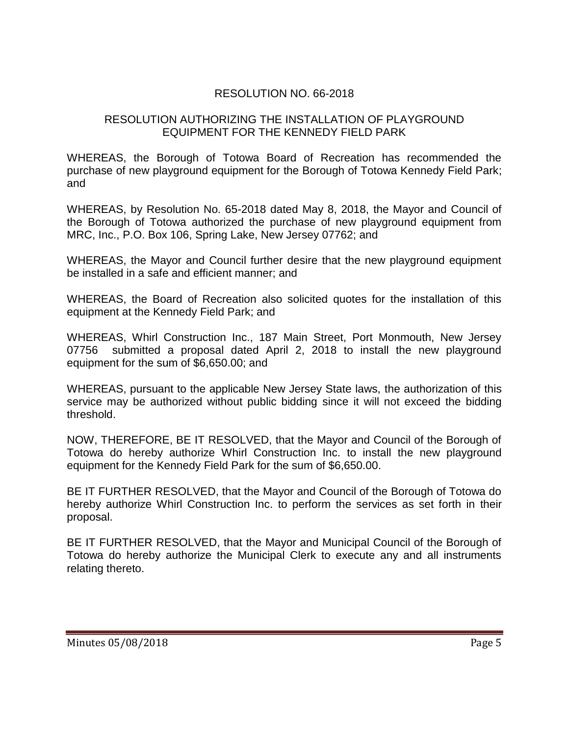RESOLUTION NO. 66-2018

RESOLUTION AUTHORIZING THE INSTALLATION OF PLAYGROUND EQUIPMENT FOR THE KENNEDY FIELD PARK

WHEREAS, the Borough of Totowa Board of Recreation has recommended the purchase of new playground equipment for the Borough of Totowa Kennedy Field Park; and

WHEREAS, by Resolution No. 65-2018 dated May 8, 2018, the Mayor and Council of the Borough of Totowa authorized the purchase of new playground equipment from MRC, Inc., P.O. Box 106, Spring Lake, New Jersey 07762; and

WHEREAS, the Mayor and Council further desire that the new playground equipment be installed in a safe and efficient manner; and

WHEREAS, the Board of Recreation also solicited quotes for the installation of this equipment at the Kennedy Field Park; and

WHEREAS, Whirl Construction Inc., 187 Main Street, Port Monmouth, New Jersey 07756 submitted a proposal dated April 2, 2018 to install the new playground equipment for the sum of $6,650.00; and

WHEREAS, pursuant to the applicable New Jersey State laws, the authorization of this service may be authorized without public bidding since it will not exceed the bidding threshold.

NOW, THEREFORE, BE IT RESOLVED, that the Mayor and Council of the Borough of Totowa do hereby authorize Whirl Construction Inc. to install the new playground equipment for the Kennedy Field Park for the sum of $6,650.00.

BE IT FURTHER RESOLVED, that the Mayor and Council of the Borough of Totowa do hereby authorize Whirl Construction Inc. to perform the services as set forth in their proposal.

BE IT FURTHER RESOLVED, that the Mayor and Municipal Council of the Borough of Totowa do hereby authorize the Municipal Clerk to execute any and all instruments relating thereto.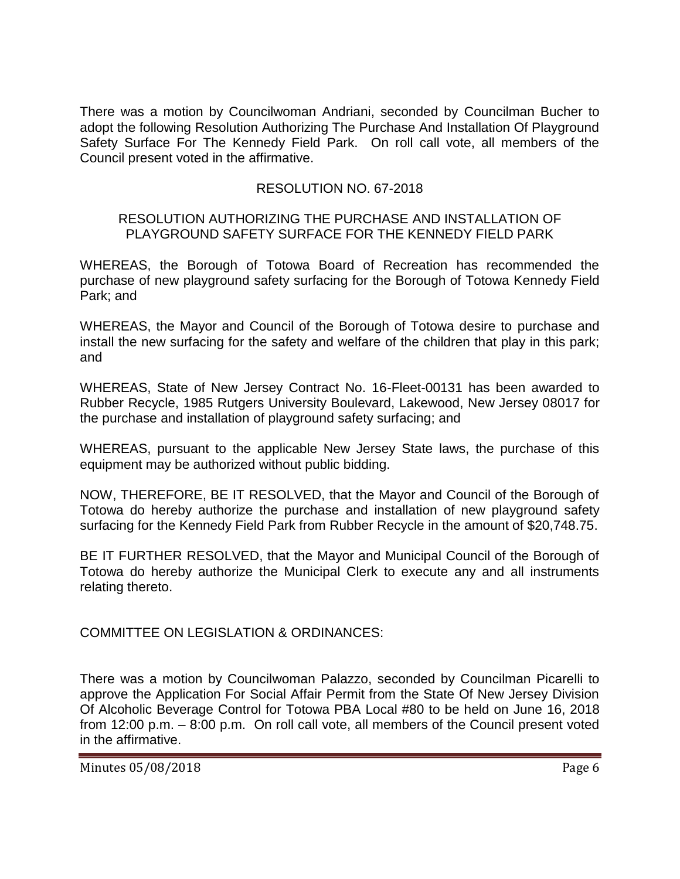There was a motion by Councilwoman Andriani, seconded by Councilman Bucher to adopt the following Resolution Authorizing The Purchase And Installation Of Playground Safety Surface For The Kennedy Field Park. On roll call vote, all members of the Council present voted in the affirmative.

RESOLUTION NO. 67-2018

RESOLUTION AUTHORIZING THE PURCHASE AND INSTALLATION OF PLAYGROUND SAFETY SURFACE FOR THE KENNEDY FIELD PARK

WHEREAS, the Borough of Totowa Board of Recreation has recommended the purchase of new playground safety surfacing for the Borough of Totowa Kennedy Field Park; and

WHEREAS, the Mayor and Council of the Borough of Totowa desire to purchase and install the new surfacing for the safety and welfare of the children that play in this park; and

WHEREAS, State of New Jersey Contract No. 16-Fleet-00131 has been awarded to Rubber Recycle, 1985 Rutgers University Boulevard, Lakewood, New Jersey 08017 for the purchase and installation of playground safety surfacing; and

WHEREAS, pursuant to the applicable New Jersey State laws, the purchase of this equipment may be authorized without public bidding.

NOW, THEREFORE, BE IT RESOLVED, that the Mayor and Council of the Borough of Totowa do hereby authorize the purchase and installation of new playground safety surfacing for the Kennedy Field Park from Rubber Recycle in the amount of $20,748.75.

BE IT FURTHER RESOLVED, that the Mayor and Municipal Council of the Borough of Totowa do hereby authorize the Municipal Clerk to execute any and all instruments relating thereto.

COMMITTEE ON LEGISLATION & ORDINANCES:

There was a motion by Councilwoman Palazzo, seconded by Councilman Picarelli to approve the Application For Social Affair Permit from the State Of New Jersey Division Of Alcoholic Beverage Control for Totowa PBA Local #80 to be held on June 16, 2018 from 12:00 p.m. – 8:00 p.m. On roll call vote, all members of the Council present voted in the affirmative.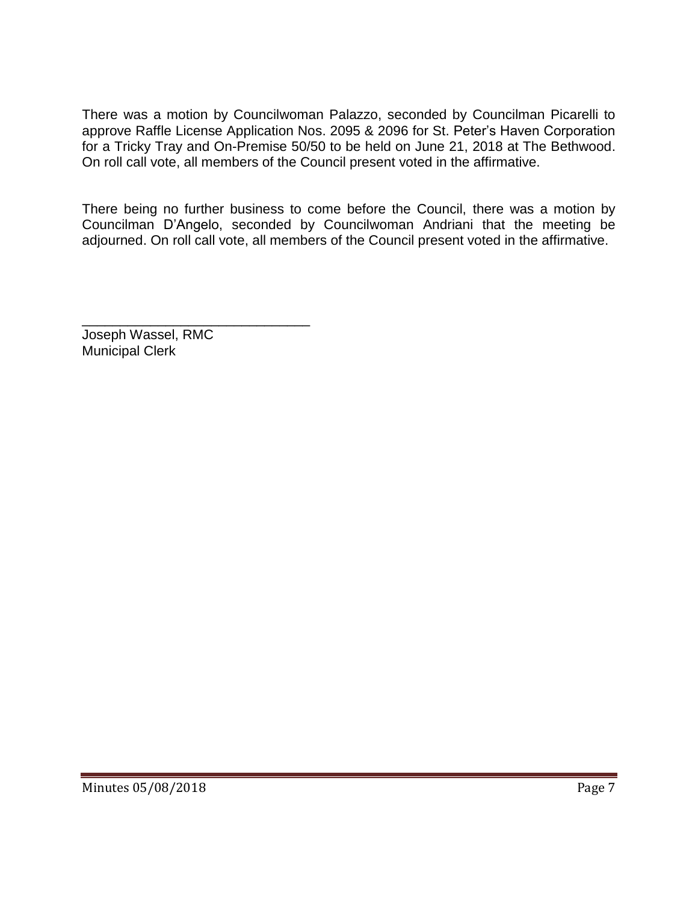There was a motion by Councilwoman Palazzo, seconded by Councilman Picarelli to approve Raffle License Application Nos. 2095 & 2096 for St. Peter's Haven Corporation for a Tricky Tray and On-Premise 50/50 to be held on June 21, 2018 at The Bethwood. On roll call vote, all members of the Council present voted in the affirmative.

There being no further business to come before the Council, there was a motion by Councilman D'Angelo, seconded by Councilwoman Andriani that the meeting be adjourned. On roll call vote, all members of the Council present voted in the affirmative.

_______________________________
Joseph Wassel, RMC
Municipal Clerk